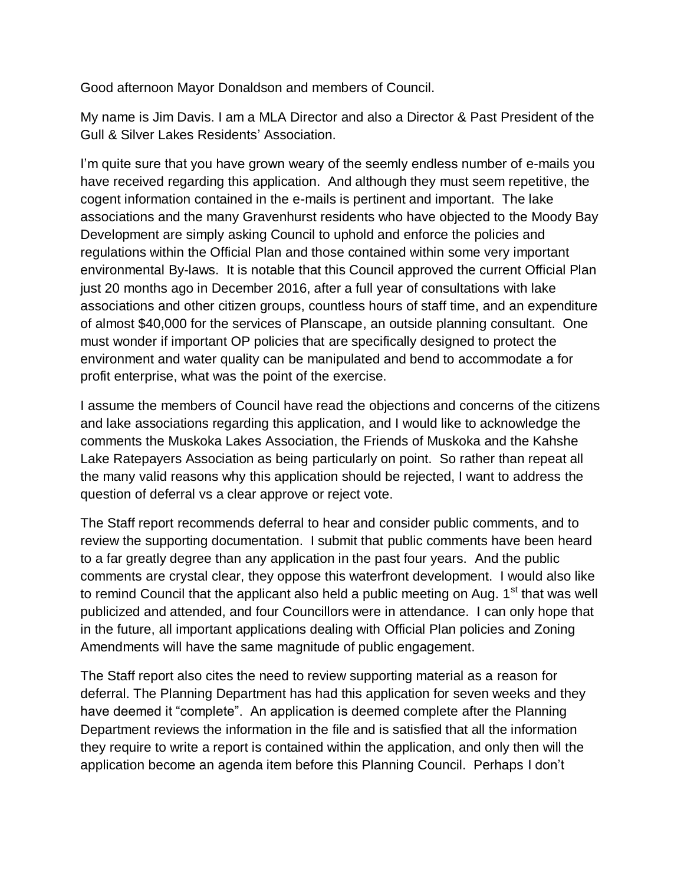Good afternoon Mayor Donaldson and members of Council.

My name is Jim Davis. I am a MLA Director and also a Director & Past President of the Gull & Silver Lakes Residents' Association.

I'm quite sure that you have grown weary of the seemly endless number of e-mails you have received regarding this application. And although they must seem repetitive, the cogent information contained in the e-mails is pertinent and important. The lake associations and the many Gravenhurst residents who have objected to the Moody Bay Development are simply asking Council to uphold and enforce the policies and regulations within the Official Plan and those contained within some very important environmental By-laws. It is notable that this Council approved the current Official Plan just 20 months ago in December 2016, after a full year of consultations with lake associations and other citizen groups, countless hours of staff time, and an expenditure of almost $40,000 for the services of Planscape, an outside planning consultant. One must wonder if important OP policies that are specifically designed to protect the environment and water quality can be manipulated and bend to accommodate a for profit enterprise, what was the point of the exercise.

I assume the members of Council have read the objections and concerns of the citizens and lake associations regarding this application, and I would like to acknowledge the comments the Muskoka Lakes Association, the Friends of Muskoka and the Kahshe Lake Ratepayers Association as being particularly on point. So rather than repeat all the many valid reasons why this application should be rejected, I want to address the question of deferral vs a clear approve or reject vote.

The Staff report recommends deferral to hear and consider public comments, and to review the supporting documentation. I submit that public comments have been heard to a far greatly degree than any application in the past four years. And the public comments are crystal clear, they oppose this waterfront development. I would also like to remind Council that the applicant also held a public meeting on Aug. 1st that was well publicized and attended, and four Councillors were in attendance. I can only hope that in the future, all important applications dealing with Official Plan policies and Zoning Amendments will have the same magnitude of public engagement.

The Staff report also cites the need to review supporting material as a reason for deferral. The Planning Department has had this application for seven weeks and they have deemed it "complete". An application is deemed complete after the Planning Department reviews the information in the file and is satisfied that all the information they require to write a report is contained within the application, and only then will the application become an agenda item before this Planning Council. Perhaps I don't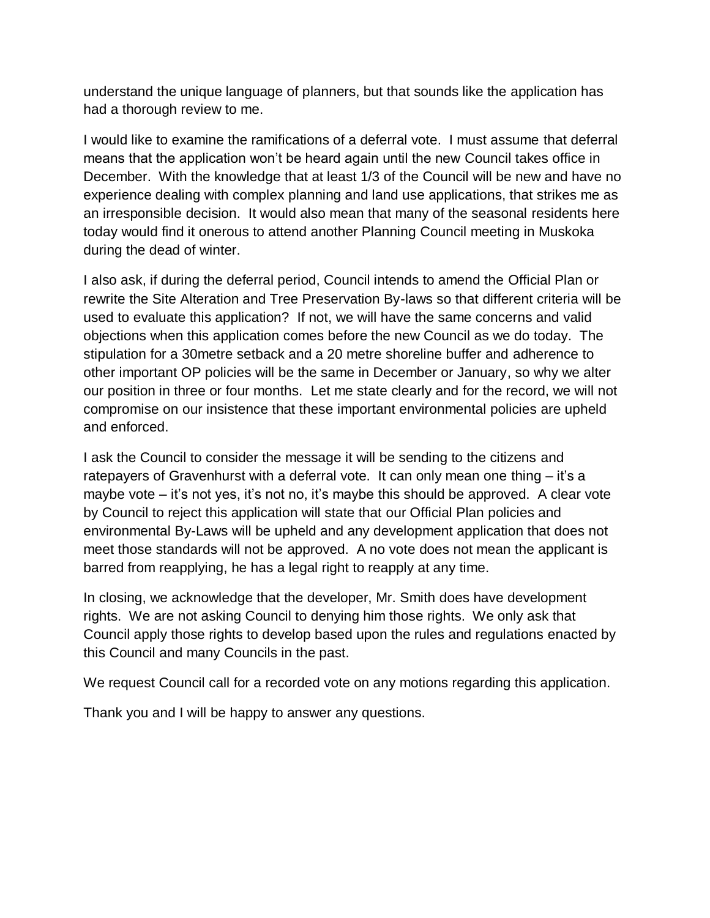understand the unique language of planners, but that sounds like the application has had a thorough review to me.

I would like to examine the ramifications of a deferral vote. I must assume that deferral means that the application won't be heard again until the new Council takes office in December. With the knowledge that at least 1/3 of the Council will be new and have no experience dealing with complex planning and land use applications, that strikes me as an irresponsible decision. It would also mean that many of the seasonal residents here today would find it onerous to attend another Planning Council meeting in Muskoka during the dead of winter.

I also ask, if during the deferral period, Council intends to amend the Official Plan or rewrite the Site Alteration and Tree Preservation By-laws so that different criteria will be used to evaluate this application? If not, we will have the same concerns and valid objections when this application comes before the new Council as we do today. The stipulation for a 30metre setback and a 20 metre shoreline buffer and adherence to other important OP policies will be the same in December or January, so why we alter our position in three or four months. Let me state clearly and for the record, we will not compromise on our insistence that these important environmental policies are upheld and enforced.

I ask the Council to consider the message it will be sending to the citizens and ratepayers of Gravenhurst with a deferral vote. It can only mean one thing – it's a maybe vote – it's not yes, it's not no, it's maybe this should be approved. A clear vote by Council to reject this application will state that our Official Plan policies and environmental By-Laws will be upheld and any development application that does not meet those standards will not be approved. A no vote does not mean the applicant is barred from reapplying, he has a legal right to reapply at any time.

In closing, we acknowledge that the developer, Mr. Smith does have development rights. We are not asking Council to denying him those rights. We only ask that Council apply those rights to develop based upon the rules and regulations enacted by this Council and many Councils in the past.

We request Council call for a recorded vote on any motions regarding this application.

Thank you and I will be happy to answer any questions.